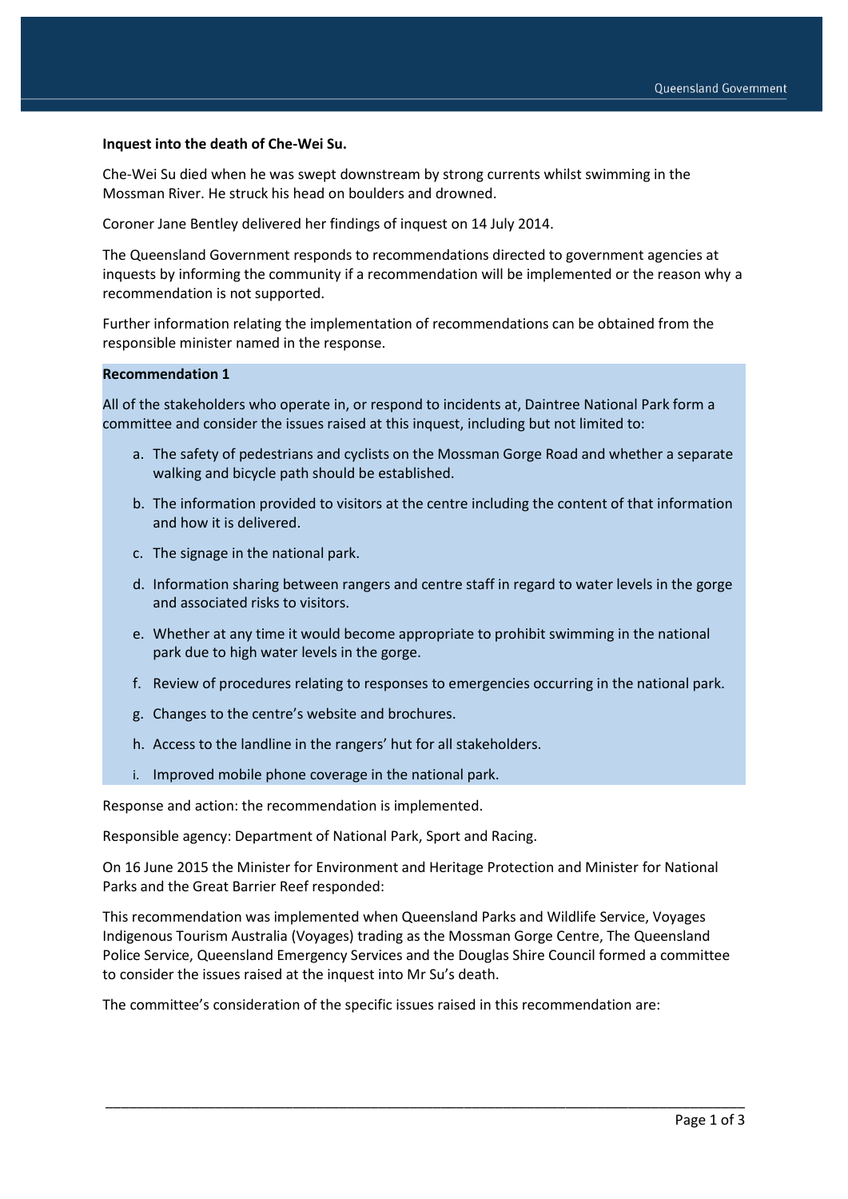**Inquest into the death of Che-Wei Su.**

Che-Wei Su died when he was swept downstream by strong currents whilst swimming in the Mossman River. He struck his head on boulders and drowned.

Coroner Jane Bentley delivered her findings of inquest on 14 July 2014.

The Queensland Government responds to recommendations directed to government agencies at inquests by informing the community if a recommendation will be implemented or the reason why a recommendation is not supported.

Further information relating the implementation of recommendations can be obtained from the responsible minister named in the response.

**Recommendation 1**

All of the stakeholders who operate in, or respond to incidents at, Daintree National Park form a committee and consider the issues raised at this inquest, including but not limited to:

a. The safety of pedestrians and cyclists on the Mossman Gorge Road and whether a separate walking and bicycle path should be established.
b. The information provided to visitors at the centre including the content of that information and how it is delivered.
c. The signage in the national park.
d. Information sharing between rangers and centre staff in regard to water levels in the gorge and associated risks to visitors.
e. Whether at any time it would become appropriate to prohibit swimming in the national park due to high water levels in the gorge.
f. Review of procedures relating to responses to emergencies occurring in the national park.
g. Changes to the centre's website and brochures.
h. Access to the landline in the rangers' hut for all stakeholders.
i. Improved mobile phone coverage in the national park.

Response and action: the recommendation is implemented.

Responsible agency: Department of National Park, Sport and Racing.

On 16 June 2015 the Minister for Environment and Heritage Protection and Minister for National Parks and the Great Barrier Reef responded:

This recommendation was implemented when Queensland Parks and Wildlife Service, Voyages Indigenous Tourism Australia (Voyages) trading as the Mossman Gorge Centre, The Queensland Police Service, Queensland Emergency Services and the Douglas Shire Council formed a committee to consider the issues raised at the inquest into Mr Su's death.

The committee's consideration of the specific issues raised in this recommendation are: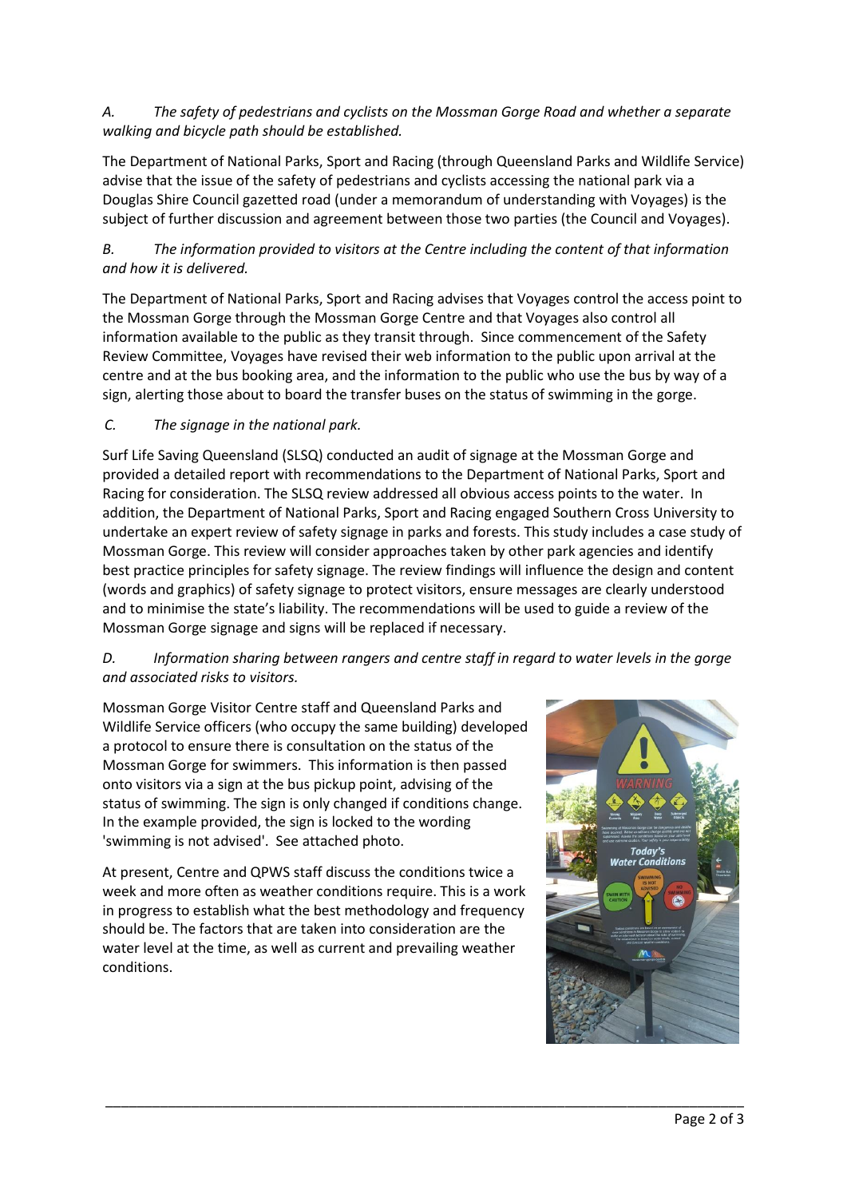*A.	The safety of pedestrians and cyclists on the Mossman Gorge Road and whether a separate walking and bicycle path should be established.*

The Department of National Parks, Sport and Racing (through Queensland Parks and Wildlife Service) advise that the issue of the safety of pedestrians and cyclists accessing the national park via a Douglas Shire Council gazetted road (under a memorandum of understanding with Voyages) is the subject of further discussion and agreement between those two parties (the Council and Voyages).

*B.	The information provided to visitors at the Centre including the content of that information and how it is delivered.*

The Department of National Parks, Sport and Racing advises that Voyages control the access point to the Mossman Gorge through the Mossman Gorge Centre and that Voyages also control all information available to the public as they transit through. Since commencement of the Safety Review Committee, Voyages have revised their web information to the public upon arrival at the centre and at the bus booking area, and the information to the public who use the bus by way of a sign, alerting those about to board the transfer buses on the status of swimming in the gorge.

*C.	The signage in the national park.*

Surf Life Saving Queensland (SLSQ) conducted an audit of signage at the Mossman Gorge and provided a detailed report with recommendations to the Department of National Parks, Sport and Racing for consideration. The SLSQ review addressed all obvious access points to the water. In addition, the Department of National Parks, Sport and Racing engaged Southern Cross University to undertake an expert review of safety signage in parks and forests. This study includes a case study of Mossman Gorge. This review will consider approaches taken by other park agencies and identify best practice principles for safety signage. The review findings will influence the design and content (words and graphics) of safety signage to protect visitors, ensure messages are clearly understood and to minimise the state's liability. The recommendations will be used to guide a review of the Mossman Gorge signage and signs will be replaced if necessary.

*D.	Information sharing between rangers and centre staff in regard to water levels in the gorge and associated risks to visitors.*

Mossman Gorge Visitor Centre staff and Queensland Parks and Wildlife Service officers (who occupy the same building) developed a protocol to ensure there is consultation on the status of the Mossman Gorge for swimmers. This information is then passed onto visitors via a sign at the bus pickup point, advising of the status of swimming. The sign is only changed if conditions change. In the example provided, the sign is locked to the wording 'swimming is not advised'. See attached photo.

At present, Centre and QPWS staff discuss the conditions twice a week and more often as weather conditions require. This is a work in progress to establish what the best methodology and frequency should be. The factors that are taken into consideration are the water level at the time, as well as current and prevailing weather conditions.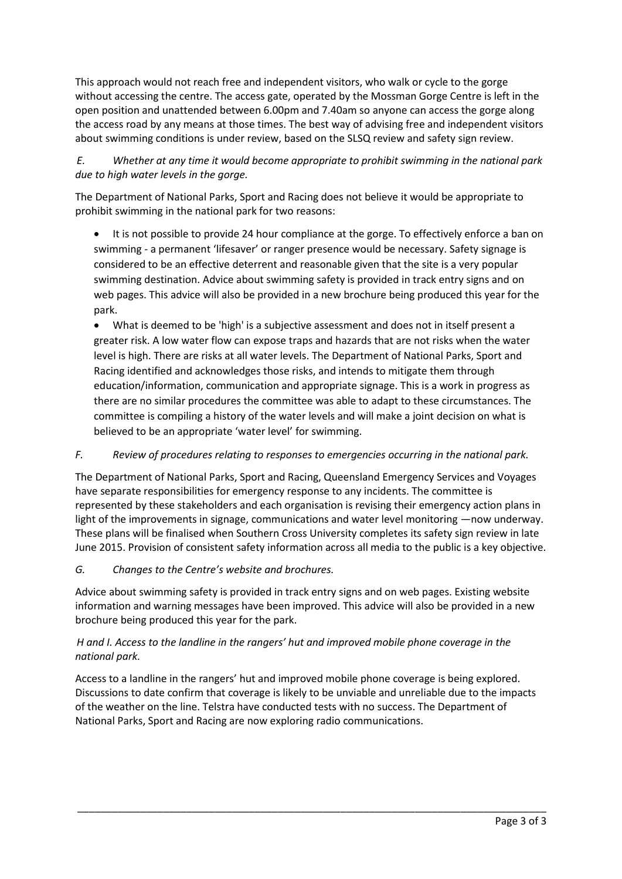This approach would not reach free and independent visitors, who walk or cycle to the gorge without accessing the centre. The access gate, operated by the Mossman Gorge Centre is left in the open position and unattended between 6.00pm and 7.40am so anyone can access the gorge along the access road by any means at those times. The best way of advising free and independent visitors about swimming conditions is under review, based on the SLSQ review and safety sign review.

*E. Whether at any time it would become appropriate to prohibit swimming in the national park due to high water levels in the gorge.*

The Department of National Parks, Sport and Racing does not believe it would be appropriate to prohibit swimming in the national park for two reasons:

- It is not possible to provide 24 hour compliance at the gorge. To effectively enforce a ban on swimming - a permanent 'lifesaver' or ranger presence would be necessary. Safety signage is considered to be an effective deterrent and reasonable given that the site is a very popular swimming destination. Advice about swimming safety is provided in track entry signs and on web pages. This advice will also be provided in a new brochure being produced this year for the park.
- What is deemed to be 'high' is a subjective assessment and does not in itself present a greater risk. A low water flow can expose traps and hazards that are not risks when the water level is high. There are risks at all water levels. The Department of National Parks, Sport and Racing identified and acknowledges those risks, and intends to mitigate them through education/information, communication and appropriate signage. This is a work in progress as there are no similar procedures the committee was able to adapt to these circumstances. The committee is compiling a history of the water levels and will make a joint decision on what is believed to be an appropriate 'water level' for swimming.

*F. Review of procedures relating to responses to emergencies occurring in the national park.*

The Department of National Parks, Sport and Racing, Queensland Emergency Services and Voyages have separate responsibilities for emergency response to any incidents. The committee is represented by these stakeholders and each organisation is revising their emergency action plans in light of the improvements in signage, communications and water level monitoring —now underway. These plans will be finalised when Southern Cross University completes its safety sign review in late June 2015. Provision of consistent safety information across all media to the public is a key objective.

*G. Changes to the Centre's website and brochures.*

Advice about swimming safety is provided in track entry signs and on web pages. Existing website information and warning messages have been improved. This advice will also be provided in a new brochure being produced this year for the park.

*H and I. Access to the landline in the rangers' hut and improved mobile phone coverage in the national park.*

Access to a landline in the rangers' hut and improved mobile phone coverage is being explored. Discussions to date confirm that coverage is likely to be unviable and unreliable due to the impacts of the weather on the line. Telstra have conducted tests with no success. The Department of National Parks, Sport and Racing are now exploring radio communications.